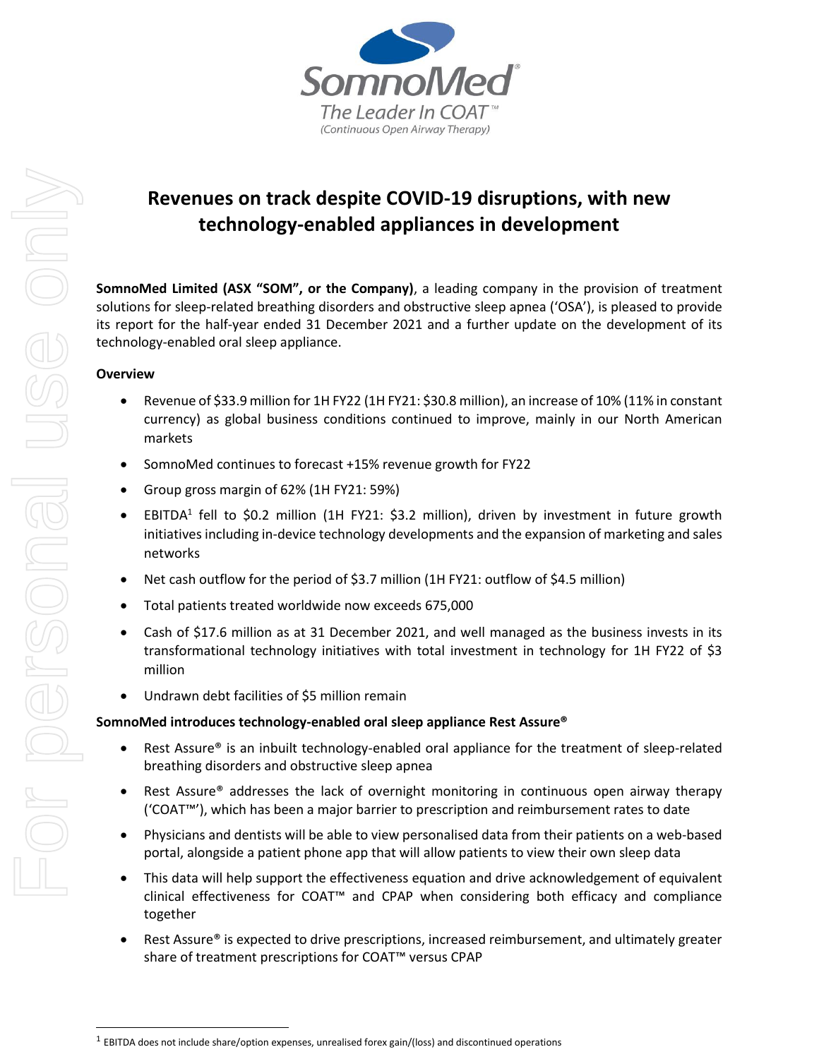# Revenues on track despite COVID-19 disruptions, with new technology-enabled appliances in development

**SomnoMed Limited (ASX "SOM", or the Company)**, a leading company in the provision of treatment solutions for sleep-related breathing disorders and obstructive sleep apnea ('OSA'), is pleased to provide its report for the half-year ended 31 December 2021 and a further update on the development of its technology-enabled oral sleep appliance.

**Overview**

- Revenue of $33.9 million for 1H FY22 (1H FY21: $30.8 million), an increase of 10% (11% in constant currency) as global business conditions continued to improve, mainly in our North American markets
- SomnoMed continues to forecast +15% revenue growth for FY22
- Group gross margin of 62% (1H FY21: 59%)
- EBITDA[1] fell to $0.2 million (1H FY21: $3.2 million), driven by investment in future growth initiatives including in-device technology developments and the expansion of marketing and sales networks
- Net cash outflow for the period of $3.7 million (1H FY21: outflow of $4.5 million)
- Total patients treated worldwide now exceeds 675,000
- Cash of $17.6 million as at 31 December 2021, and well managed as the business invests in its transformational technology initiatives with total investment in technology for 1H FY22 of $3 million
- Undrawn debt facilities of $5 million remain

**SomnoMed introduces technology-enabled oral sleep appliance Rest Assure®**

- Rest Assure® is an inbuilt technology-enabled oral appliance for the treatment of sleep-related breathing disorders and obstructive sleep apnea
- Rest Assure® addresses the lack of overnight monitoring in continuous open airway therapy ('COAT™'), which has been a major barrier to prescription and reimbursement rates to date
- Physicians and dentists will be able to view personalised data from their patients on a web-based portal, alongside a patient phone app that will allow patients to view their own sleep data
- This data will help support the effectiveness equation and drive acknowledgement of equivalent clinical effectiveness for COAT™ and CPAP when considering both efficacy and compliance together
- Rest Assure® is expected to drive prescriptions, increased reimbursement, and ultimately greater share of treatment prescriptions for COAT™ versus CPAP

[1] EBITDA does not include share/option expenses, unrealised forex gain/(loss) and discontinued operations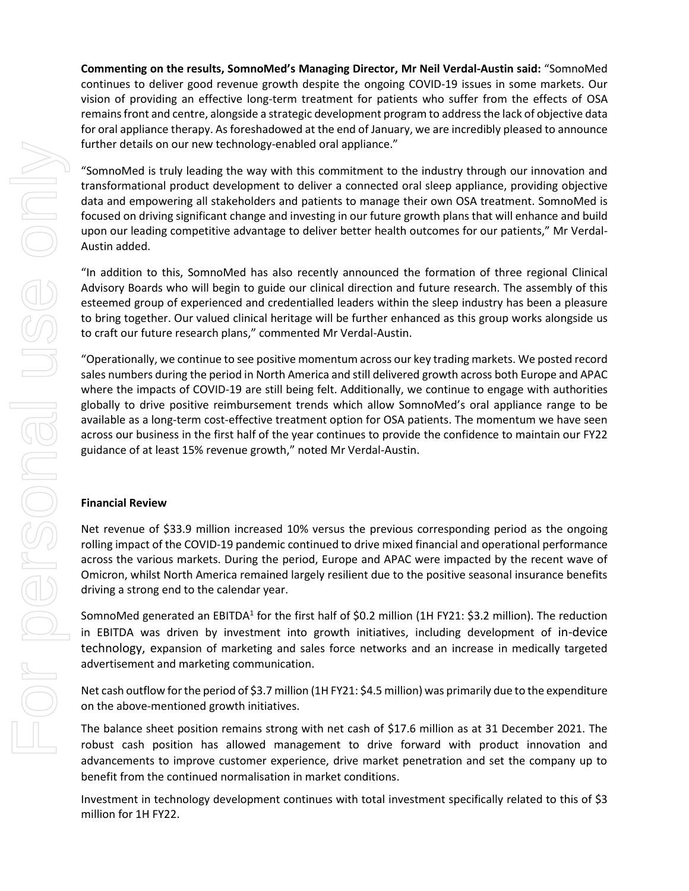**Commenting on the results, SomnoMed's Managing Director, Mr Neil Verdal-Austin said:** "SomnoMed continues to deliver good revenue growth despite the ongoing COVID-19 issues in some markets. Our vision of providing an effective long-term treatment for patients who suffer from the effects of OSA remains front and centre, alongside a strategic development program to address the lack of objective data for oral appliance therapy. As foreshadowed at the end of January, we are incredibly pleased to announce further details on our new technology-enabled oral appliance."

"SomnoMed is truly leading the way with this commitment to the industry through our innovation and transformational product development to deliver a connected oral sleep appliance, providing objective data and empowering all stakeholders and patients to manage their own OSA treatment. SomnoMed is focused on driving significant change and investing in our future growth plans that will enhance and build upon our leading competitive advantage to deliver better health outcomes for our patients," Mr Verdal-Austin added.

"In addition to this, SomnoMed has also recently announced the formation of three regional Clinical Advisory Boards who will begin to guide our clinical direction and future research. The assembly of this esteemed group of experienced and credentialled leaders within the sleep industry has been a pleasure to bring together. Our valued clinical heritage will be further enhanced as this group works alongside us to craft our future research plans," commented Mr Verdal-Austin.

"Operationally, we continue to see positive momentum across our key trading markets. We posted record sales numbers during the period in North America and still delivered growth across both Europe and APAC where the impacts of COVID-19 are still being felt. Additionally, we continue to engage with authorities globally to drive positive reimbursement trends which allow SomnoMed's oral appliance range to be available as a long-term cost-effective treatment option for OSA patients. The momentum we have seen across our business in the first half of the year continues to provide the confidence to maintain our FY22 guidance of at least 15% revenue growth," noted Mr Verdal-Austin.

**Financial Review**

Net revenue of $33.9 million increased 10% versus the previous corresponding period as the ongoing rolling impact of the COVID-19 pandemic continued to drive mixed financial and operational performance across the various markets. During the period, Europe and APAC were impacted by the recent wave of Omicron, whilst North America remained largely resilient due to the positive seasonal insurance benefits driving a strong end to the calendar year.

SomnoMed generated an EBITDA[1] for the first half of $0.2 million (1H FY21: $3.2 million). The reduction in EBITDA was driven by investment into growth initiatives, including development of in-device technology, expansion of marketing and sales force networks and an increase in medically targeted advertisement and marketing communication.

Net cash outflow for the period of $3.7 million (1H FY21: $4.5 million) was primarily due to the expenditure on the above-mentioned growth initiatives.

The balance sheet position remains strong with net cash of $17.6 million as at 31 December 2021. The robust cash position has allowed management to drive forward with product innovation and advancements to improve customer experience, drive market penetration and set the company up to benefit from the continued normalisation in market conditions.

Investment in technology development continues with total investment specifically related to this of $3 million for 1H FY22.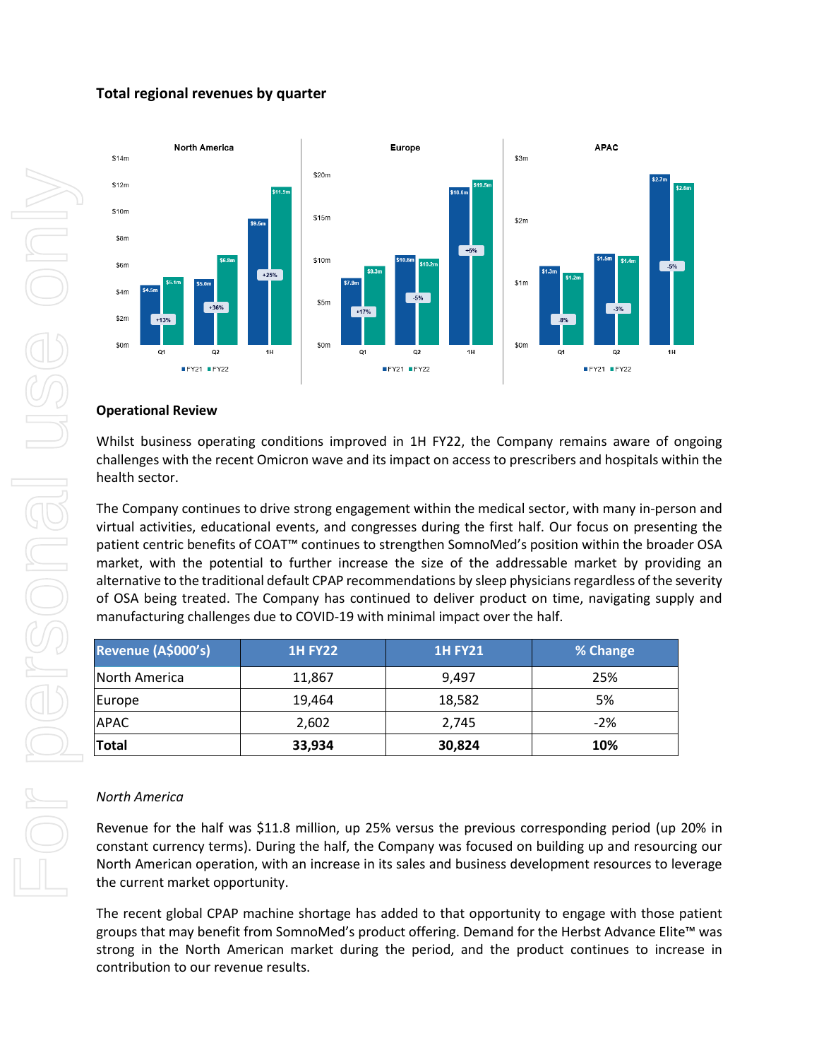### Total regional revenues by quarter

**North America**

| | FY21 | FY22 | Change |
|---|---|---|---|
| Q1 | $4.5m | $5.1m | +13% |
| Q2 | $5.0m | $6.8m | +36% |
| 1H | $9.5m | $11.9m | +25% |

**Europe**

| | FY21 | FY22 | Change |
|---|---|---|---|
| Q1 | $7.9m | $9.3m | +17% |
| Q2 | $10.6m | $10.2m | -5% |
| 1H | $18.6m | $19.5m | +5% |

**APAC**

| | FY21 | FY22 | Change |
|---|---|---|---|
| Q1 | $1.3m | $1.2m | -8% |
| Q2 | $1.5m | $1.4m | -3% |
| 1H | $2.7m | $2.6m | -5% |

### Operational Review

Whilst business operating conditions improved in 1H FY22, the Company remains aware of ongoing challenges with the recent Omicron wave and its impact on access to prescribers and hospitals within the health sector.

The Company continues to drive strong engagement within the medical sector, with many in-person and virtual activities, educational events, and congresses during the first half. Our focus on presenting the patient centric benefits of COAT™ continues to strengthen SomnoMed's position within the broader OSA market, with the potential to further increase the size of the addressable market by providing an alternative to the traditional default CPAP recommendations by sleep physicians regardless of the severity of OSA being treated. The Company has continued to deliver product on time, navigating supply and manufacturing challenges due to COVID-19 with minimal impact over the half.

| Revenue (A$000's) | 1H FY22 | 1H FY21 | % Change |
|---|---|---|---|
| North America | 11,867 | 9,497 | 25% |
| Europe | 19,464 | 18,582 | 5% |
| APAC | 2,602 | 2,745 | -2% |
| **Total** | **33,934** | **30,824** | **10%** |

*North America*

Revenue for the half was $11.8 million, up 25% versus the previous corresponding period (up 20% in constant currency terms). During the half, the Company was focused on building up and resourcing our North American operation, with an increase in its sales and business development resources to leverage the current market opportunity.

The recent global CPAP machine shortage has added to that opportunity to engage with those patient groups that may benefit from SomnoMed's product offering. Demand for the Herbst Advance Elite™ was strong in the North American market during the period, and the product continues to increase in contribution to our revenue results.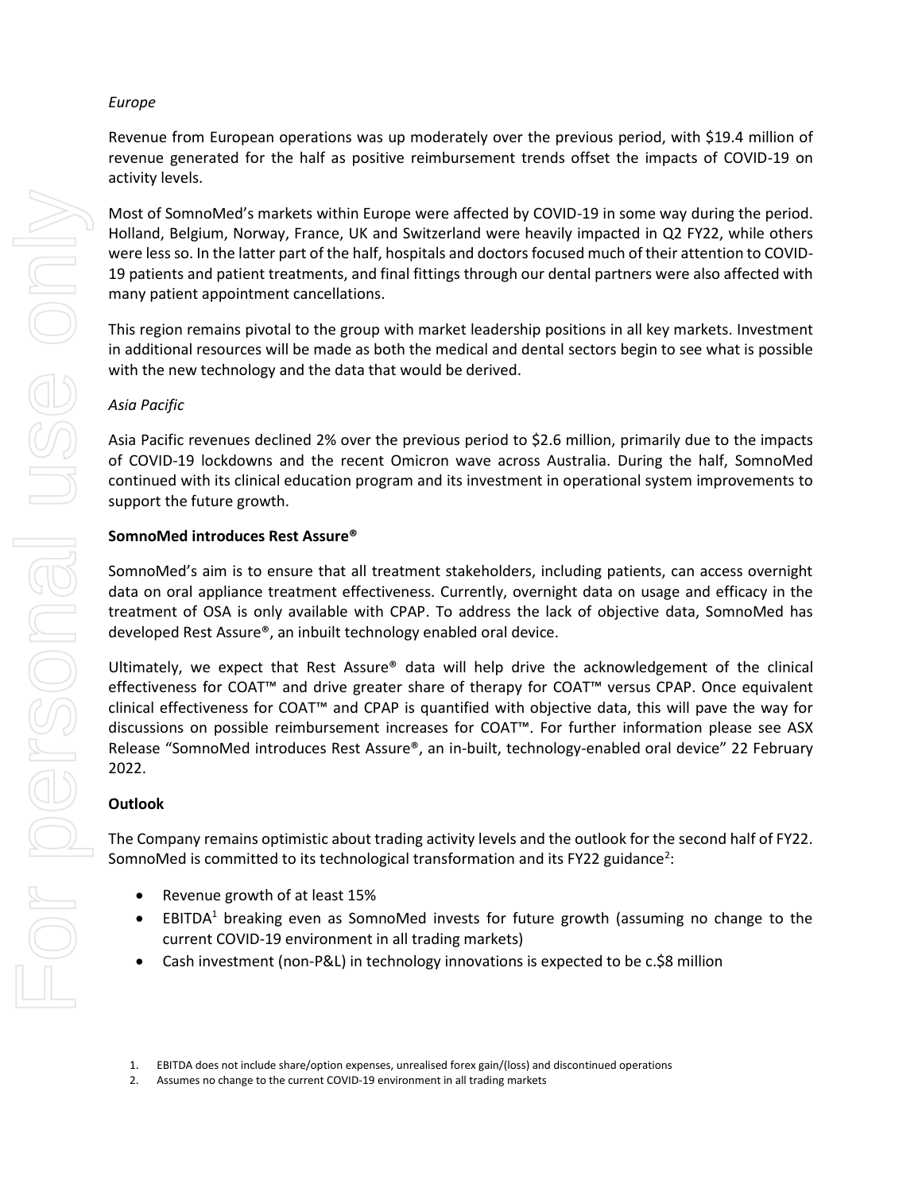*Europe*

Revenue from European operations was up moderately over the previous period, with $19.4 million of revenue generated for the half as positive reimbursement trends offset the impacts of COVID-19 on activity levels.

Most of SomnoMed's markets within Europe were affected by COVID-19 in some way during the period. Holland, Belgium, Norway, France, UK and Switzerland were heavily impacted in Q2 FY22, while others were less so. In the latter part of the half, hospitals and doctors focused much of their attention to COVID-19 patients and patient treatments, and final fittings through our dental partners were also affected with many patient appointment cancellations.

This region remains pivotal to the group with market leadership positions in all key markets. Investment in additional resources will be made as both the medical and dental sectors begin to see what is possible with the new technology and the data that would be derived.

*Asia Pacific*

Asia Pacific revenues declined 2% over the previous period to $2.6 million, primarily due to the impacts of COVID-19 lockdowns and the recent Omicron wave across Australia. During the half, SomnoMed continued with its clinical education program and its investment in operational system improvements to support the future growth.

**SomnoMed introduces Rest Assure®**

SomnoMed's aim is to ensure that all treatment stakeholders, including patients, can access overnight data on oral appliance treatment effectiveness. Currently, overnight data on usage and efficacy in the treatment of OSA is only available with CPAP. To address the lack of objective data, SomnoMed has developed Rest Assure®, an inbuilt technology enabled oral device.

Ultimately, we expect that Rest Assure® data will help drive the acknowledgement of the clinical effectiveness for COAT™ and drive greater share of therapy for COAT™ versus CPAP. Once equivalent clinical effectiveness for COAT™ and CPAP is quantified with objective data, this will pave the way for discussions on possible reimbursement increases for COAT™. For further information please see ASX Release "SomnoMed introduces Rest Assure®, an in-built, technology-enabled oral device" 22 February 2022.

**Outlook**

The Company remains optimistic about trading activity levels and the outlook for the second half of FY22. SomnoMed is committed to its technological transformation and its FY22 guidance[2]:

- Revenue growth of at least 15%
- EBITDA[1] breaking even as SomnoMed invests for future growth (assuming no change to the current COVID-19 environment in all trading markets)
- Cash investment (non-P&L) in technology innovations is expected to be c.$8 million

1. EBITDA does not include share/option expenses, unrealised forex gain/(loss) and discontinued operations
2. Assumes no change to the current COVID-19 environment in all trading markets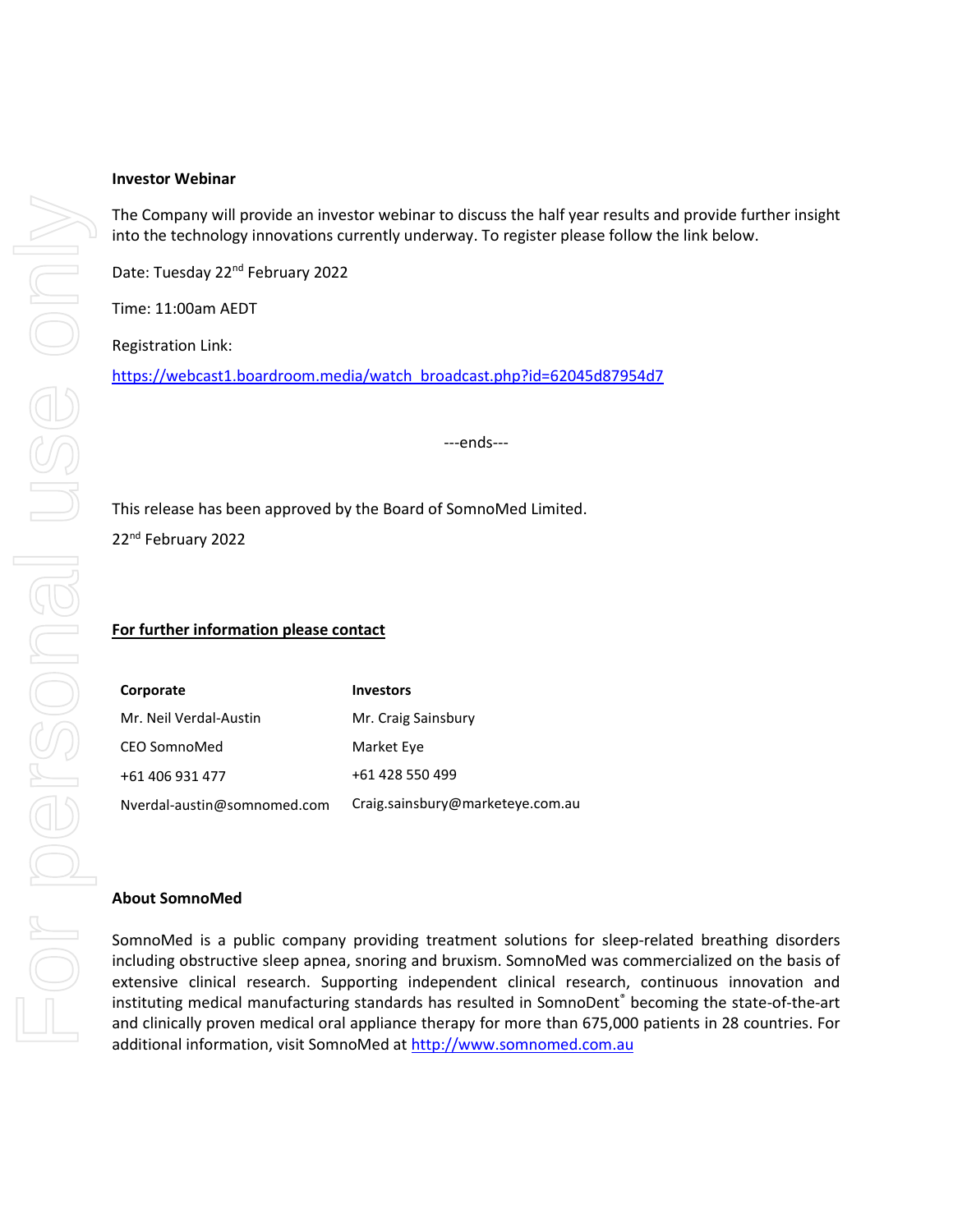**Investor Webinar**

The Company will provide an investor webinar to discuss the half year results and provide further insight into the technology innovations currently underway. To register please follow the link below.

Date: Tuesday 22nd February 2022

Time: 11:00am AEDT

Registration Link:

https://webcast1.boardroom.media/watch_broadcast.php?id=62045d87954d7

---ends---

This release has been approved by the Board of SomnoMed Limited.

22nd February 2022

**For further information please contact**

| Corporate | Investors |
|---|---|
| Mr. Neil Verdal-Austin | Mr. Craig Sainsbury |
| CEO SomnoMed | Market Eye |
| +61 406 931 477 | +61 428 550 499 |
| Nverdal-austin@somnomed.com | Craig.sainsbury@marketeye.com.au |

**About SomnoMed**

SomnoMed is a public company providing treatment solutions for sleep-related breathing disorders including obstructive sleep apnea, snoring and bruxism. SomnoMed was commercialized on the basis of extensive clinical research. Supporting independent clinical research, continuous innovation and instituting medical manufacturing standards has resulted in SomnoDent® becoming the state-of-the-art and clinically proven medical oral appliance therapy for more than 675,000 patients in 28 countries. For additional information, visit SomnoMed at http://www.somnomed.com.au